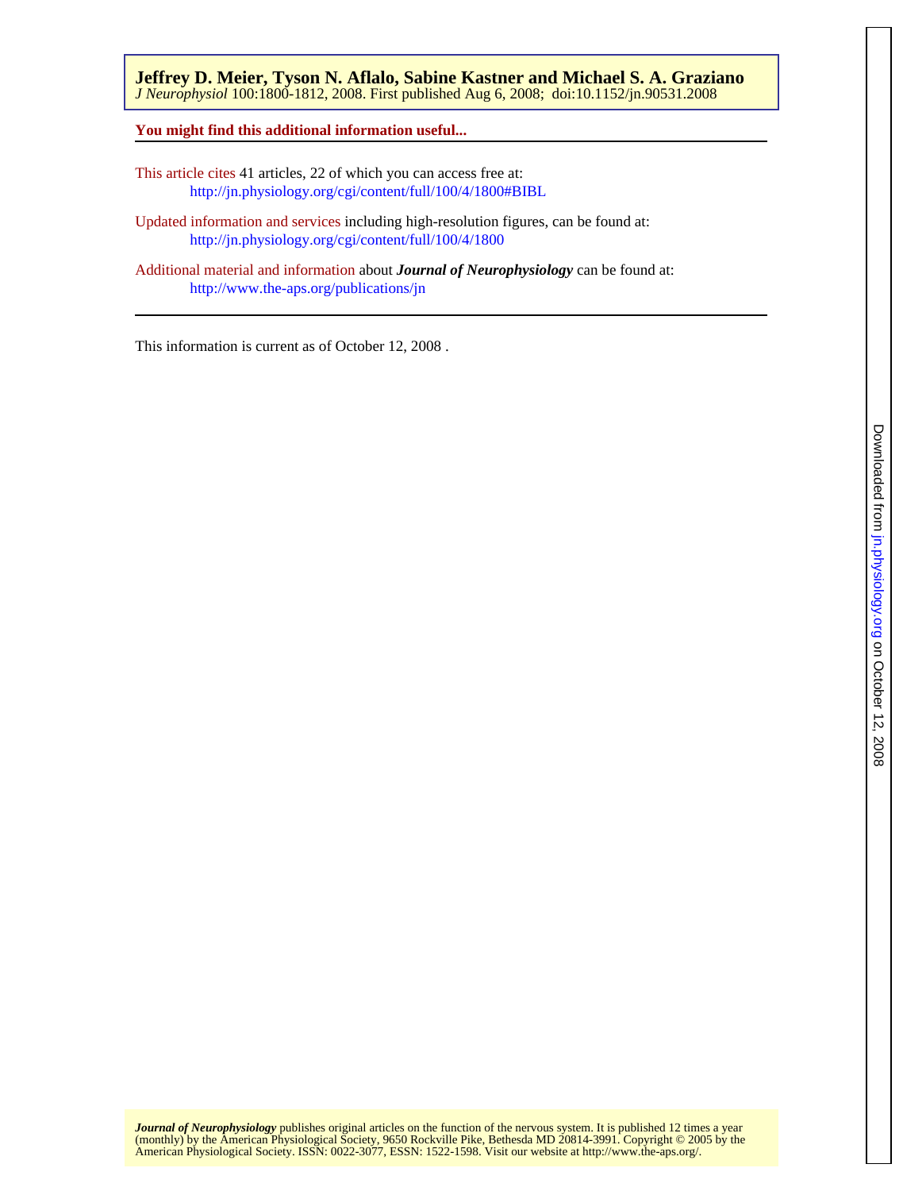**Jeffrey D. Meier, Tyson N. Aflalo, Sabine Kastner and Michael S. A. Graziano**
*J Neurophysiol* 100:1800-1812, 2008. First published Aug 6, 2008; doi:10.1152/jn.90531.2008

**You might find this additional information useful...**

This article cites 41 articles, 22 of which you can access free at:
http://jn.physiology.org/cgi/content/full/100/4/1800#BIBL

Updated information and services including high-resolution figures, can be found at:
http://jn.physiology.org/cgi/content/full/100/4/1800

Additional material and information about ***Journal of Neurophysiology*** can be found at:
http://www.the-aps.org/publications/jn

This information is current as of October 12, 2008 .

***Journal of Neurophysiology*** publishes original articles on the function of the nervous system. It is published 12 times a year (monthly) by the American Physiological Society, 9650 Rockville Pike, Bethesda MD 20814-3991. Copyright © 2005 by the American Physiological Society. ISSN: 0022-3077, ESSN: 1522-1598. Visit our website at http://www.the-aps.org/.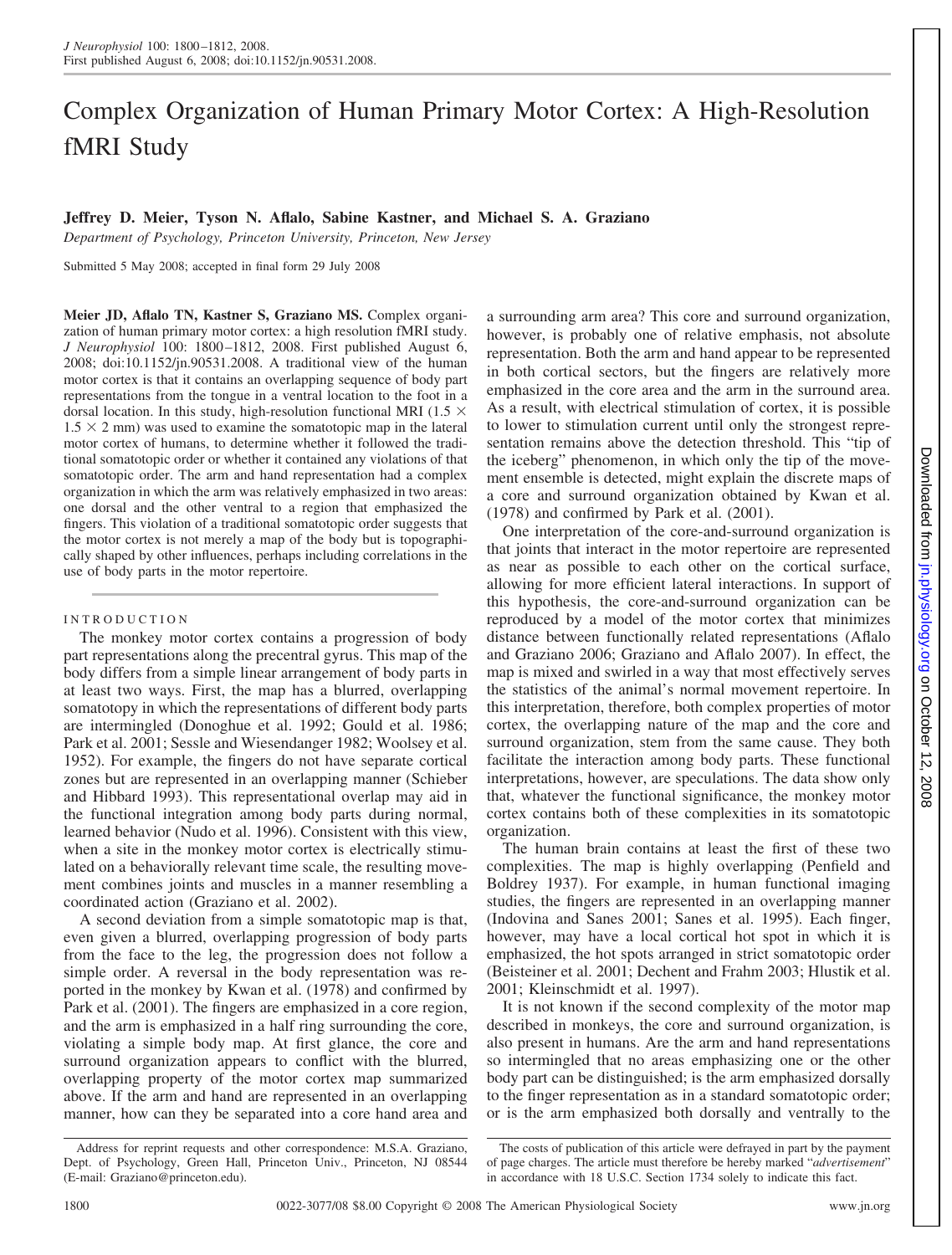# Complex Organization of Human Primary Motor Cortex: A High-Resolution fMRI Study

**Jeffrey D. Meier, Tyson N. Aflalo, Sabine Kastner, and Michael S. A. Graziano**

*Department of Psychology, Princeton University, Princeton, New Jersey*

Submitted 5 May 2008; accepted in final form 29 July 2008

**Meier JD, Aflalo TN, Kastner S, Graziano MS.** Complex organization of human primary motor cortex: a high resolution fMRI study. *J Neurophysiol* 100: 1800–1812, 2008. First published August 6, 2008; doi:10.1152/jn.90531.2008. A traditional view of the human motor cortex is that it contains an overlapping sequence of body part representations from the tongue in a ventral location to the foot in a dorsal location. In this study, high-resolution functional MRI (1.5 × 1.5 × 2 mm) was used to examine the somatotopic map in the lateral motor cortex of humans, to determine whether it followed the traditional somatotopic order or whether it contained any violations of that somatotopic order. The arm and hand representation had a complex organization in which the arm was relatively emphasized in two areas: one dorsal and the other ventral to a region that emphasized the fingers. This violation of a traditional somatotopic order suggests that the motor cortex is not merely a map of the body but is topographically shaped by other influences, perhaps including correlations in the use of body parts in the motor repertoire.

## INTRODUCTION

The monkey motor cortex contains a progression of body part representations along the precentral gyrus. This map of the body differs from a simple linear arrangement of body parts in at least two ways. First, the map has a blurred, overlapping somatotopy in which the representations of different body parts are intermingled (Donoghue et al. 1992; Gould et al. 1986; Park et al. 2001; Sessle and Wiesendanger 1982; Woolsey et al. 1952). For example, the fingers do not have separate cortical zones but are represented in an overlapping manner (Schieber and Hibbard 1993). This representational overlap may aid in the functional integration among body parts during normal, learned behavior (Nudo et al. 1996). Consistent with this view, when a site in the monkey motor cortex is electrically stimulated on a behaviorally relevant time scale, the resulting movement combines joints and muscles in a manner resembling a coordinated action (Graziano et al. 2002).

A second deviation from a simple somatotopic map is that, even given a blurred, overlapping progression of body parts from the face to the leg, the progression does not follow a simple order. A reversal in the body representation was reported in the monkey by Kwan et al. (1978) and confirmed by Park et al. (2001). The fingers are emphasized in a core region, and the arm is emphasized in a half ring surrounding the core, violating a simple body map. At first glance, the core and surround organization appears to conflict with the blurred, overlapping property of the motor cortex map summarized above. If the arm and hand are represented in an overlapping manner, how can they be separated into a core hand area and a surrounding arm area? This core and surround organization, however, is probably one of relative emphasis, not absolute representation. Both the arm and hand appear to be represented in both cortical sectors, but the fingers are relatively more emphasized in the core area and the arm in the surround area. As a result, with electrical stimulation of cortex, it is possible to lower to stimulation current until only the strongest representation remains above the detection threshold. This "tip of the iceberg" phenomenon, in which only the tip of the movement ensemble is detected, might explain the discrete maps of a core and surround organization obtained by Kwan et al. (1978) and confirmed by Park et al. (2001).

One interpretation of the core-and-surround organization is that joints that interact in the motor repertoire are represented as near as possible to each other on the cortical surface, allowing for more efficient lateral interactions. In support of this hypothesis, the core-and-surround organization can be reproduced by a model of the motor cortex that minimizes distance between functionally related representations (Aflalo and Graziano 2006; Graziano and Aflalo 2007). In effect, the map is mixed and swirled in a way that most effectively serves the statistics of the animal's normal movement repertoire. In this interpretation, therefore, both complex properties of motor cortex, the overlapping nature of the map and the core and surround organization, stem from the same cause. They both facilitate the interaction among body parts. These functional interpretations, however, are speculations. The data show only that, whatever the functional significance, the monkey motor cortex contains both of these complexities in its somatotopic organization.

The human brain contains at least the first of these two complexities. The map is highly overlapping (Penfield and Boldrey 1937). For example, in human functional imaging studies, the fingers are represented in an overlapping manner (Indovina and Sanes 2001; Sanes et al. 1995). Each finger, however, may have a local cortical hot spot in which it is emphasized, the hot spots arranged in strict somatotopic order (Beisteiner et al. 2001; Dechent and Frahm 2003; Hlustik et al. 2001; Kleinschmidt et al. 1997).

It is not known if the second complexity of the motor map described in monkeys, the core and surround organization, is also present in humans. Are the arm and hand representations so intermingled that no areas emphasizing one or the other body part can be distinguished; is the arm emphasized dorsally to the finger representation as in a standard somatotopic order; or is the arm emphasized both dorsally and ventrally to the

Address for reprint requests and other correspondence: M.S.A. Graziano, Dept. of Psychology, Green Hall, Princeton Univ., Princeton, NJ 08544 (E-mail: Graziano@princeton.edu).

The costs of publication of this article were defrayed in part by the payment of page charges. The article must therefore be hereby marked "*advertisement*" in accordance with 18 U.S.C. Section 1734 solely to indicate this fact.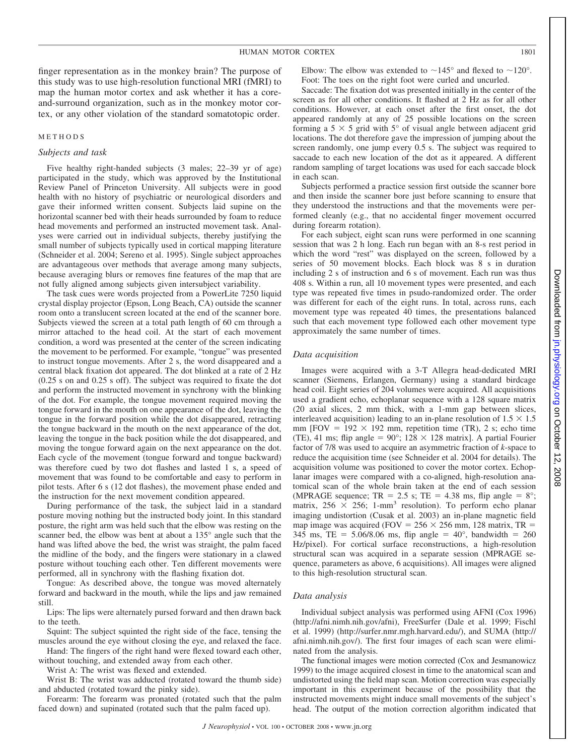finger representation as in the monkey brain? The purpose of this study was to use high-resolution functional MRI (fMRI) to map the human motor cortex and ask whether it has a core-and-surround organization, such as in the monkey motor cortex, or any other violation of the standard somatotopic order.

## METHODS

### Subjects and task

Five healthy right-handed subjects (3 males; 22–39 yr of age) participated in the study, which was approved by the Institutional Review Panel of Princeton University. All subjects were in good health with no history of psychiatric or neurological disorders and gave their informed written consent. Subjects laid supine on the horizontal scanner bed with their heads surrounded by foam to reduce head movements and performed an instructed movement task. Analyses were carried out in individual subjects, thereby justifying the small number of subjects typically used in cortical mapping literature (Schneider et al. 2004; Sereno et al. 1995). Single subject approaches are advantageous over methods that average among many subjects, because averaging blurs or removes fine features of the map that are not fully aligned among subjects given intersubject variability.

The task cues were words projected from a PowerLite 7250 liquid crystal display projector (Epson, Long Beach, CA) outside the scanner room onto a translucent screen located at the end of the scanner bore. Subjects viewed the screen at a total path length of 60 cm through a mirror attached to the head coil. At the start of each movement condition, a word was presented at the center of the screen indicating the movement to be performed. For example, "tongue" was presented to instruct tongue movements. After 2 s, the word disappeared and a central black fixation dot appeared. The dot blinked at a rate of 2 Hz (0.25 s on and 0.25 s off). The subject was required to fixate the dot and perform the instructed movement in synchrony with the blinking of the dot. For example, the tongue movement required moving the tongue forward in the mouth on one appearance of the dot, leaving the tongue in the forward position while the dot disappeared, retracting the tongue backward in the mouth on the next appearance of the dot, leaving the tongue in the back position while the dot disappeared, and moving the tongue forward again on the next appearance on the dot. Each cycle of the movement (tongue forward and tongue backward) was therefore cued by two dot flashes and lasted 1 s, a speed of movement that was found to be comfortable and easy to perform in pilot tests. After 6 s (12 dot flashes), the movement phase ended and the instruction for the next movement condition appeared.

During performance of the task, the subject laid in a standard posture moving nothing but the instructed body joint. In this standard posture, the right arm was held such that the elbow was resting on the scanner bed, the elbow was bent at about a 135° angle such that the hand was lifted above the bed, the wrist was straight, the palm faced the midline of the body, and the fingers were stationary in a clawed posture without touching each other. Ten different movements were performed, all in synchrony with the flashing fixation dot.

Tongue: As described above, the tongue was moved alternately forward and backward in the mouth, while the lips and jaw remained still.

Lips: The lips were alternately pursed forward and then drawn back to the teeth.

Squint: The subject squinted the right side of the face, tensing the muscles around the eye without closing the eye, and relaxed the face.

Hand: The fingers of the right hand were flexed toward each other, without touching, and extended away from each other.

Wrist A: The wrist was flexed and extended.

Wrist B: The wrist was adducted (rotated toward the thumb side) and abducted (rotated toward the pinky side).

Forearm: The forearm was pronated (rotated such that the palm faced down) and supinated (rotated such that the palm faced up).

Elbow: The elbow was extended to ~145° and flexed to ~120°.

Foot: The toes on the right foot were curled and uncurled.

Saccade: The fixation dot was presented initially in the center of the screen as for all other conditions. It flashed at 2 Hz as for all other conditions. However, at each onset after the first onset, the dot appeared randomly at any of 25 possible locations on the screen forming a 5 × 5 grid with 5° of visual angle between adjacent grid locations. The dot therefore gave the impression of jumping about the screen randomly, one jump every 0.5 s. The subject was required to saccade to each new location of the dot as it appeared. A different random sampling of target locations was used for each saccade block in each scan.

Subjects performed a practice session first outside the scanner bore and then inside the scanner bore just before scanning to ensure that they understood the instructions and that the movements were performed cleanly (e.g., that no accidental finger movement occurred during forearm rotation).

For each subject, eight scan runs were performed in one scanning session that was 2 h long. Each run began with an 8-s rest period in which the word "rest" was displayed on the screen, followed by a series of 50 movement blocks. Each block was 8 s in duration including 2 s of instruction and 6 s of movement. Each run was thus 408 s. Within a run, all 10 movement types were presented, and each type was repeated five times in psudo-randomized order. The order was different for each of the eight runs. In total, across runs, each movement type was repeated 40 times, the presentations balanced such that each movement type followed each other movement type approximately the same number of times.

### Data acquisition

Images were acquired with a 3-T Allegra head-dedicated MRI scanner (Siemens, Erlangen, Germany) using a standard birdcage head coil. Eight series of 204 volumes were acquired. All acquisitions used a gradient echo, echoplanar sequence with a 128 square matrix (20 axial slices, 2 mm thick, with a 1-mm gap between slices, interleaved acquisition) leading to an in-plane resolution of 1.5 × 1.5 mm [FOV = 192 × 192 mm, repetition time (TR), 2 s; echo time (TE), 41 ms; flip angle = 90°; 128 × 128 matrix]. A partial Fourier factor of 7/8 was used to acquire an asymmetric fraction of *k*-space to reduce the acquisition time (see Schneider et al. 2004 for details). The acquisition volume was positioned to cover the motor cortex. Echoplanar images were compared with a co-aligned, high-resolution anatomical scan of the whole brain taken at the end of each session (MPRAGE sequence; TR = 2.5 s; TE = 4.38 ms, flip angle = 8°; matrix, 256 × 256; 1-mm$^3$ resolution). To perform echo planar imaging undistortion (Cusak et al. 2003) an in-plane magnetic field map image was acquired (FOV = 256 × 256 mm, 128 matrix, TR = 345 ms, TE = 5.06/8.06 ms, flip angle = 40°, bandwidth = 260 Hz/pixel). For cortical surface reconstructions, a high-resolution structural scan was acquired in a separate session (MPRAGE sequence, parameters as above, 6 acquisitions). All images were aligned to this high-resolution structural scan.

### Data analysis

Individual subject analysis was performed using AFNI (Cox 1996) (http://afni.nimh.nih.gov/afni), FreeSurfer (Dale et al. 1999; Fischl et al. 1999) (http://surfer.nmr.mgh.harvard.edu/), and SUMA (http://afni.nimh.nih.gov/). The first four images of each scan were eliminated from the analysis.

The functional images were motion corrected (Cox and Jesmanowicz 1999) to the image acquired closest in time to the anatomical scan and undistorted using the field map scan. Motion correction was especially important in this experiment because of the possibility that the instructed movements might induce small movements of the subject's head. The output of the motion correction algorithm indicated that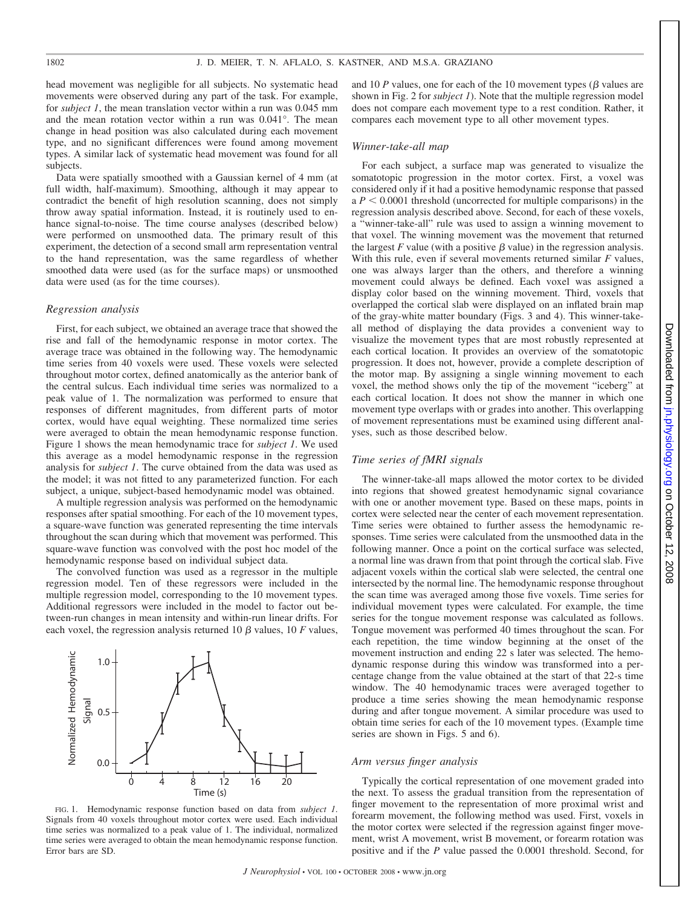head movement was negligible for all subjects. No systematic head movements were observed during any part of the task. For example, for *subject 1*, the mean translation vector within a run was 0.045 mm and the mean rotation vector within a run was 0.041°. The mean change in head position was also calculated during each movement type, and no significant differences were found among movement types. A similar lack of systematic head movement was found for all subjects.

Data were spatially smoothed with a Gaussian kernel of 4 mm (at full width, half-maximum). Smoothing, although it may appear to contradict the benefit of high resolution scanning, does not simply throw away spatial information. Instead, it is routinely used to enhance signal-to-noise. The time course analyses (described below) were performed on unsmoothed data. The primary result of this experiment, the detection of a second small arm representation ventral to the hand representation, was the same regardless of whether smoothed data were used (as for the surface maps) or unsmoothed data were used (as for the time courses).

### Regression analysis

First, for each subject, we obtained an average trace that showed the rise and fall of the hemodynamic response in motor cortex. The average trace was obtained in the following way. The hemodynamic time series from 40 voxels were used. These voxels were selected throughout motor cortex, defined anatomically as the anterior bank of the central sulcus. Each individual time series was normalized to a peak value of 1. The normalization was performed to ensure that responses of different magnitudes, from different parts of motor cortex, would have equal weighting. These normalized time series were averaged to obtain the mean hemodynamic response function. Figure 1 shows the mean hemodynamic trace for *subject 1*. We used this average as a model hemodynamic response in the regression analysis for *subject 1*. The curve obtained from the data was used as the model; it was not fitted to any parameterized function. For each subject, a unique, subject-based hemodynamic model was obtained.

A multiple regression analysis was performed on the hemodynamic responses after spatial smoothing. For each of the 10 movement types, a square-wave function was generated representing the time intervals throughout the scan during which that movement was performed. This square-wave function was convolved with the post hoc model of the hemodynamic response based on individual subject data.

The convolved function was used as a regressor in the multiple regression model. Ten of these regressors were included in the multiple regression model, corresponding to the 10 movement types. Additional regressors were included in the model to factor out between-run changes in mean intensity and within-run linear drifts. For each voxel, the regression analysis returned 10 $\beta$ values, 10 $F$ values, and 10 $P$ values, one for each of the 10 movement types ($\beta$ values are shown in Fig. 2 for *subject 1*). Note that the multiple regression model does not compare each movement type to a rest condition. Rather, it compares each movement type to all other movement types.

Normalized Hemodynamic Signal
1.0
0.5
0.0
0
4
8
12
16
20
Time (s)

FIG. 1. Hemodynamic response function based on data from *subject 1*. Signals from 40 voxels throughout motor cortex were used. Each individual time series was normalized to a peak value of 1. The individual, normalized time series were averaged to obtain the mean hemodynamic response function. Error bars are SD.

### Winner-take-all map

For each subject, a surface map was generated to visualize the somatotopic progression in the motor cortex. First, a voxel was considered only if it had a positive hemodynamic response that passed a $P < 0.0001$ threshold (uncorrected for multiple comparisons) in the regression analysis described above. Second, for each of these voxels, a "winner-take-all" rule was used to assign a winning movement to that voxel. The winning movement was the movement that returned the largest $F$ value (with a positive $\beta$ value) in the regression analysis. With this rule, even if several movements returned similar $F$ values, one was always larger than the others, and therefore a winning movement could always be defined. Each voxel was assigned a display color based on the winning movement. Third, voxels that overlapped the cortical slab were displayed on an inflated brain map of the gray-white matter boundary (Figs. 3 and 4). This winner-take-all method of displaying the data provides a convenient way to visualize the movement types that are most robustly represented at each cortical location. It provides an overview of the somatotopic progression. It does not, however, provide a complete description of the motor map. By assigning a single winning movement to each voxel, the method shows only the tip of the movement "iceberg" at each cortical location. It does not show the manner in which one movement type overlaps with or grades into another. This overlapping of movement representations must be examined using different analyses, such as those described below.

### Time series of fMRI signals

The winner-take-all maps allowed the motor cortex to be divided into regions that showed greatest hemodynamic signal covariance with one or another movement type. Based on these maps, points in cortex were selected near the center of each movement representation. Time series were obtained to further assess the hemodynamic responses. Time series were calculated from the unsmoothed data in the following manner. Once a point on the cortical surface was selected, a normal line was drawn from that point through the cortical slab. Five adjacent voxels within the cortical slab were selected, the central one intersected by the normal line. The hemodynamic response throughout the scan time was averaged among those five voxels. Time series for individual movement types were calculated. For example, the time series for the tongue movement response was calculated as follows. Tongue movement was performed 40 times throughout the scan. For each repetition, the time window beginning at the onset of the movement instruction and ending 22 s later was selected. The hemodynamic response during this window was transformed into a percentage change from the value obtained at the start of that 22-s time window. The 40 hemodynamic traces were averaged together to produce a time series showing the mean hemodynamic response during and after tongue movement. A similar procedure was used to obtain time series for each of the 10 movement types. (Example time series are shown in Figs. 5 and 6).

### Arm versus finger analysis

Typically the cortical representation of one movement graded into the next. To assess the gradual transition from the representation of finger movement to the representation of more proximal wrist and forearm movement, the following method was used. First, voxels in the motor cortex were selected if the regression against finger movement, wrist A movement, wrist B movement, or forearm rotation was positive and if the $P$ value passed the 0.0001 threshold. Second, for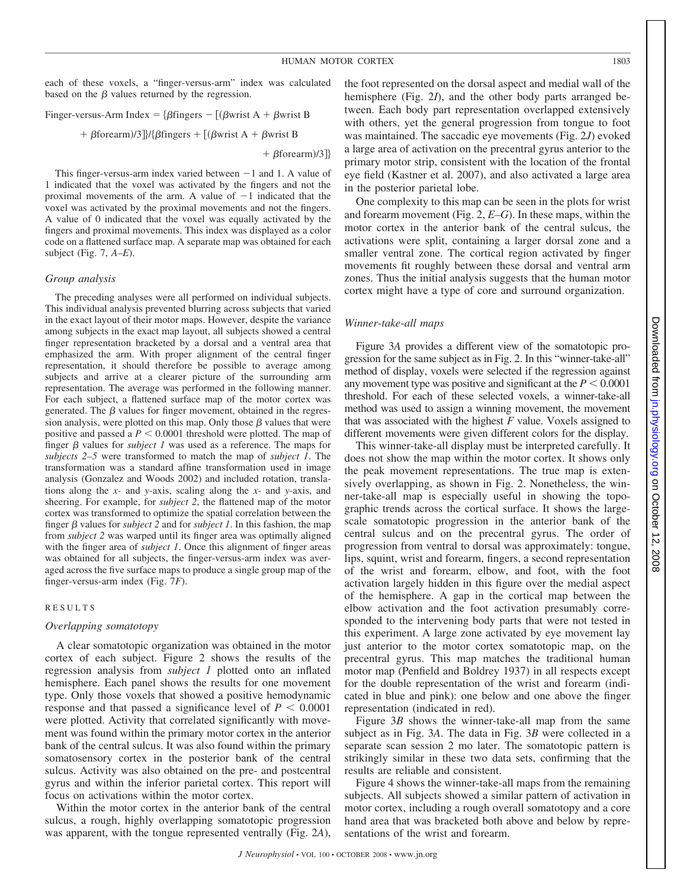each of these voxels, a "finger-versus-arm" index was calculated based on the $\beta$ values returned by the regression.

$$\text{Finger-versus-Arm Index} = \{\beta\text{fingers} - [(\beta\text{wrist A} + \beta\text{wrist B} + \beta\text{forearm})/3]\}/\{\beta\text{fingers} + [(\beta\text{wrist A} + \beta\text{wrist B} + \beta\text{forearm})/3]\}$$

This finger-versus-arm index varied between $-1$ and 1. A value of 1 indicated that the voxel was activated by the fingers and not the proximal movements of the arm. A value of $-1$ indicated that the voxel was activated by the proximal movements and not the fingers. A value of 0 indicated that the voxel was equally activated by the fingers and proximal movements. This index was displayed as a color code on a flattened surface map. A separate map was obtained for each subject (Fig. 7, *A–E*).

### *Group analysis*

The preceding analyses were all performed on individual subjects. This individual analysis prevented blurring across subjects that varied in the exact layout of their motor maps. However, despite the variance among subjects in the exact map layout, all subjects showed a central finger representation bracketed by a dorsal and a ventral area that emphasized the arm. With proper alignment of the central finger representation, it should therefore be possible to average among subjects and arrive at a clearer picture of the surrounding arm representation. The average was performed in the following manner. For each subject, a flattened surface map of the motor cortex was generated. The $\beta$ values for finger movement, obtained in the regression analysis, were plotted on this map. Only those $\beta$ values that were positive and passed a $P < 0.0001$ threshold were plotted. The map of finger $\beta$ values for *subject 1* was used as a reference. The maps for *subjects 2–5* were transformed to match the map of *subject 1*. The transformation was a standard affine transformation used in image analysis (Gonzalez and Woods 2002) and included rotation, translations along the *x*- and *y*-axis, scaling along the *x*- and *y*-axis, and sheering. For example, for *subject 2*, the flattened map of the motor cortex was transformed to optimize the spatial correlation between the finger $\beta$ values for *subject 2* and for *subject 1*. In this fashion, the map from *subject 2* was warped until its finger area was optimally aligned with the finger area of *subject 1*. Once this alignment of finger areas was obtained for all subjects, the finger-versus-arm index was averaged across the five surface maps to produce a single group map of the finger-versus-arm index (Fig. 7*F*).

## RESULTS

### *Overlapping somatotopy*

A clear somatotopic organization was obtained in the motor cortex of each subject. Figure 2 shows the results of the regression analysis from *subject 1* plotted onto an inflated hemisphere. Each panel shows the results for one movement type. Only those voxels that showed a positive hemodynamic response and that passed a significance level of $P < 0.0001$ were plotted. Activity that correlated significantly with movement was found within the primary motor cortex in the anterior bank of the central sulcus. It was also found within the primary somatosensory cortex in the posterior bank of the central sulcus. Activity was also obtained on the pre- and postcentral gyrus and within the inferior parietal cortex. This report will focus on activations within the motor cortex.

Within the motor cortex in the anterior bank of the central sulcus, a rough, highly overlapping somatotopic progression was apparent, with the tongue represented ventrally (Fig. 2*A*), the foot represented on the dorsal aspect and medial wall of the hemisphere (Fig. 2*I*), and the other body parts arranged between. Each body part representation overlapped extensively with others, yet the general progression from tongue to foot was maintained. The saccadic eye movements (Fig. 2*J*) evoked a large area of activation on the precentral gyrus anterior to the primary motor strip, consistent with the location of the frontal eye field (Kastner et al. 2007), and also activated a large area in the posterior parietal lobe.

One complexity to this map can be seen in the plots for wrist and forearm movement (Fig. 2, *E–G*). In these maps, within the motor cortex in the anterior bank of the central sulcus, the activations were split, containing a larger dorsal zone and a smaller ventral zone. The cortical region activated by finger movements fit roughly between these dorsal and ventral arm zones. Thus the initial analysis suggests that the human motor cortex might have a type of core and surround organization.

### *Winner-take-all maps*

Figure 3*A* provides a different view of the somatotopic progression for the same subject as in Fig. 2. In this "winner-take-all" method of display, voxels were selected if the regression against any movement type was positive and significant at the $P < 0.0001$ threshold. For each of these selected voxels, a winner-take-all method was used to assign a winning movement, the movement that was associated with the highest *F* value. Voxels assigned to different movements were given different colors for the display.

This winner-take-all display must be interpreted carefully. It does not show the map within the motor cortex. It shows only the peak movement representations. The true map is extensively overlapping, as shown in Fig. 2. Nonetheless, the winner-take-all map is especially useful in showing the topographic trends across the cortical surface. It shows the large-scale somatotopic progression in the anterior bank of the central sulcus and on the precentral gyrus. The order of progression from ventral to dorsal was approximately: tongue, lips, squint, wrist and forearm, fingers, a second representation of the wrist and forearm, elbow, and foot, with the foot activation largely hidden in this figure over the medial aspect of the hemisphere. A gap in the cortical map between the elbow activation and the foot activation presumably corresponded to the intervening body parts that were not tested in this experiment. A large zone activated by eye movement lay just anterior to the motor cortex somatotopic map, on the precentral gyrus. This map matches the traditional human motor map (Penfield and Boldrey 1937) in all respects except for the double representation of the wrist and forearm (indicated in blue and pink): one below and one above the finger representation (indicated in red).

Figure 3*B* shows the winner-take-all map from the same subject as in Fig. 3*A*. The data in Fig. 3*B* were collected in a separate scan session 2 mo later. The somatotopic pattern is strikingly similar in these two data sets, confirming that the results are reliable and consistent.

Figure 4 shows the winner-take-all maps from the remaining subjects. All subjects showed a similar pattern of activation in motor cortex, including a rough overall somatotopy and a core hand area that was bracketed both above and below by representations of the wrist and forearm.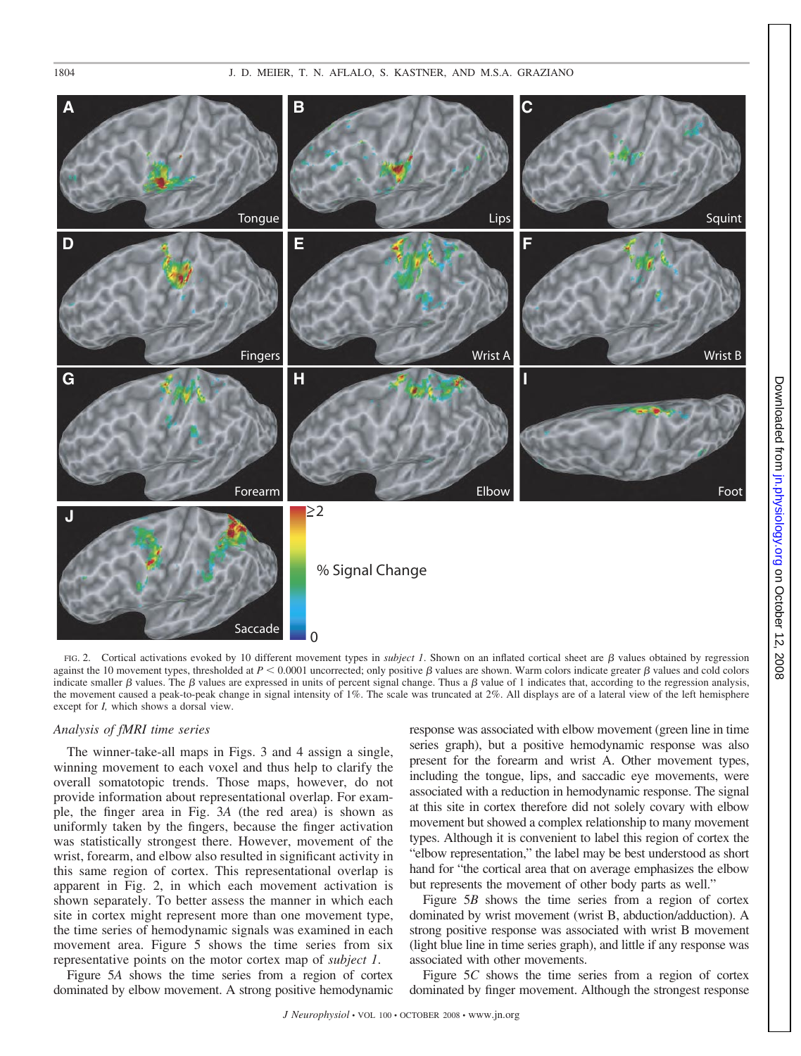FIG. 2. Cortical activations evoked by 10 different movement types in *subject 1*. Shown on an inflated cortical sheet are β values obtained by regression against the 10 movement types, thresholded at $P < 0.0001$ uncorrected; only positive β values are shown. Warm colors indicate greater β values and cold colors indicate smaller β values. The β values are expressed in units of percent signal change. Thus a β value of 1 indicates that, according to the regression analysis, the movement caused a peak-to-peak change in signal intensity of 1%. The scale was truncated at 2%. All displays are of a lateral view of the left hemisphere except for *I,* which shows a dorsal view.

### *Analysis of fMRI time series*

The winner-take-all maps in Figs. 3 and 4 assign a single, winning movement to each voxel and thus help to clarify the overall somatotopic trends. Those maps, however, do not provide information about representational overlap. For example, the finger area in Fig. 3*A* (the red area) is shown as uniformly taken by the fingers, because the finger activation was statistically strongest there. However, movement of the wrist, forearm, and elbow also resulted in significant activity in this same region of cortex. This representational overlap is apparent in Fig. 2, in which each movement activation is shown separately. To better assess the manner in which each site in cortex might represent more than one movement type, the time series of hemodynamic signals was examined in each movement area. Figure 5 shows the time series from six representative points on the motor cortex map of *subject 1*.

Figure 5*A* shows the time series from a region of cortex dominated by elbow movement. A strong positive hemodynamic response was associated with elbow movement (green line in time series graph), but a positive hemodynamic response was also present for the forearm and wrist A. Other movement types, including the tongue, lips, and saccadic eye movements, were associated with a reduction in hemodynamic response. The signal at this site in cortex therefore did not solely covary with elbow movement but showed a complex relationship to many movement types. Although it is convenient to label this region of cortex the "elbow representation," the label may be best understood as short hand for "the cortical area that on average emphasizes the elbow but represents the movement of other body parts as well."

Figure 5*B* shows the time series from a region of cortex dominated by wrist movement (wrist B, abduction/adduction). A strong positive response was associated with wrist B movement (light blue line in time series graph), and little if any response was associated with other movements.

Figure 5*C* shows the time series from a region of cortex dominated by finger movement. Although the strongest response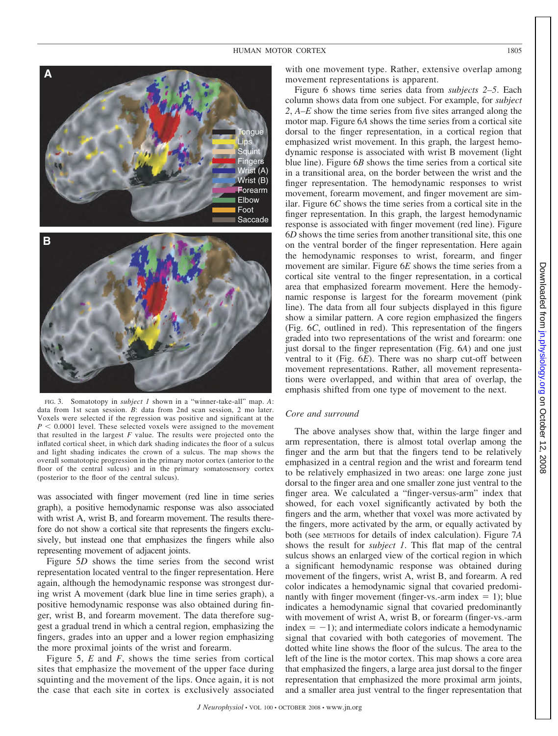FIG. 3. Somatotopy in *subject 1* shown in a "winner-take-all" map. *A*: data from 1st scan session. *B*: data from 2nd scan session, 2 mo later. Voxels were selected if the regression was positive and significant at the $P < 0.0001$ level. These selected voxels were assigned to the movement that resulted in the largest *F* value. The results were projected onto the inflated cortical sheet, in which dark shading indicates the floor of a sulcus and light shading indicates the crown of a sulcus. The map shows the overall somatotopic progression in the primary motor cortex (anterior to the floor of the central sulcus) and in the primary somatosensory cortex (posterior to the floor of the central sulcus).

was associated with finger movement (red line in time series graph), a positive hemodynamic response was also associated with wrist A, wrist B, and forearm movement. The results therefore do not show a cortical site that represents the fingers exclusively, but instead one that emphasizes the fingers while also representing movement of adjacent joints.

Figure 5*D* shows the time series from the second wrist representation located ventral to the finger representation. Here again, although the hemodynamic response was strongest during wrist A movement (dark blue line in time series graph), a positive hemodynamic response was also obtained during finger, wrist B, and forearm movement. The data therefore suggest a gradual trend in which a central region, emphasizing the fingers, grades into an upper and a lower region emphasizing the more proximal joints of the wrist and forearm.

Figure 5, *E* and *F*, shows the time series from cortical sites that emphasize the movement of the upper face during squinting and the movement of the lips. Once again, it is not the case that each site in cortex is exclusively associated with one movement type. Rather, extensive overlap among movement representations is apparent.

Figure 6 shows time series data from *subjects 2–5*. Each column shows data from one subject. For example, for *subject 2*, *A–E* show the time series from five sites arranged along the motor map. Figure 6*A* shows the time series from a cortical site dorsal to the finger representation, in a cortical region that emphasized wrist movement. In this graph, the largest hemodynamic response is associated with wrist B movement (light blue line). Figure 6*B* shows the time series from a cortical site in a transitional area, on the border between the wrist and the finger representation. The hemodynamic responses to wrist movement, forearm movement, and finger movement are similar. Figure 6*C* shows the time series from a cortical site in the finger representation. In this graph, the largest hemodynamic response is associated with finger movement (red line). Figure 6*D* shows the time series from another transitional site, this one on the ventral border of the finger representation. Here again the hemodynamic responses to wrist, forearm, and finger movement are similar. Figure 6*E* shows the time series from a cortical site ventral to the finger representation, in a cortical area that emphasized forearm movement. Here the hemodynamic response is largest for the forearm movement (pink line). The data from all four subjects displayed in this figure show a similar pattern. A core region emphasized the fingers (Fig. 6*C*, outlined in red). This representation of the fingers graded into two representations of the wrist and forearm: one just dorsal to the finger representation (Fig. 6*A*) and one just ventral to it (Fig. 6*E*). There was no sharp cut-off between movement representations. Rather, all movement representations were overlapped, and within that area of overlap, the emphasis shifted from one type of movement to the next.

## *Core and surround*

The above analyses show that, within the large finger and arm representation, there is almost total overlap among the finger and the arm but that the fingers tend to be relatively emphasized in a central region and the wrist and forearm tend to be relatively emphasized in two areas: one large zone just dorsal to the finger area and one smaller zone just ventral to the finger area. We calculated a "finger-versus-arm" index that showed, for each voxel significantly activated by both the fingers and the arm, whether that voxel was more activated by the fingers, more activated by the arm, or equally activated by both (see METHODS for details of index calculation). Figure 7*A* shows the result for *subject 1*. This flat map of the central sulcus shows an enlarged view of the cortical region in which a significant hemodynamic response was obtained during movement of the fingers, wrist A, wrist B, and forearm. A red color indicates a hemodynamic signal that covaried predominantly with finger movement (finger-vs.-arm index = 1); blue indicates a hemodynamic signal that covaried predominantly with movement of wrist A, wrist B, or forearm (finger-vs.-arm index = −1); and intermediate colors indicate a hemodynamic signal that covaried with both categories of movement. The dotted white line shows the floor of the sulcus. The area to the left of the line is the motor cortex. This map shows a core area that emphasized the fingers, a large area just dorsal to the finger representation that emphasized the more proximal arm joints, and a smaller area just ventral to the finger representation that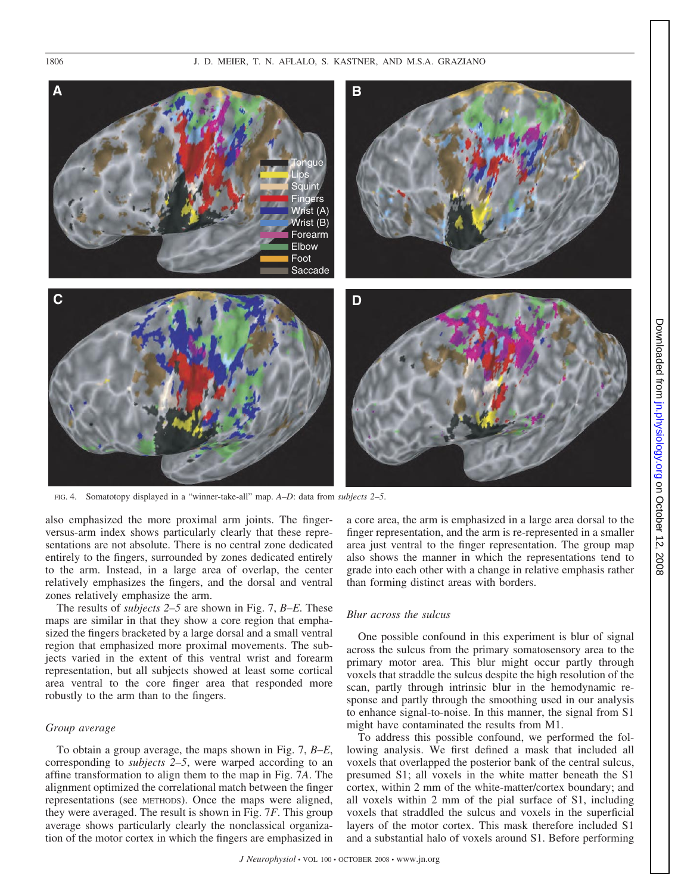FIG. 4. Somatotopy displayed in a "winner-take-all" map. *A–D*: data from *subjects 2–5*.

also emphasized the more proximal arm joints. The finger-versus-arm index shows particularly clearly that these representations are not absolute. There is no central zone dedicated entirely to the fingers, surrounded by zones dedicated entirely to the arm. Instead, in a large area of overlap, the center relatively emphasizes the fingers, and the dorsal and ventral zones relatively emphasize the arm.

The results of *subjects 2–5* are shown in Fig. 7, *B–E*. These maps are similar in that they show a core region that emphasized the fingers bracketed by a large dorsal and a small ventral region that emphasized more proximal movements. The subjects varied in the extent of this ventral wrist and forearm representation, but all subjects showed at least some cortical area ventral to the core finger area that responded more robustly to the arm than to the fingers.

### *Group average*

To obtain a group average, the maps shown in Fig. 7, *B–E*, corresponding to *subjects 2–5*, were warped according to an affine transformation to align them to the map in Fig. 7*A*. The alignment optimized the correlational match between the finger representations (see METHODS). Once the maps were aligned, they were averaged. The result is shown in Fig. 7*F*. This group average shows particularly clearly the nonclassical organization of the motor cortex in which the fingers are emphasized in a core area, the arm is emphasized in a large area dorsal to the finger representation, and the arm is re-represented in a smaller area just ventral to the finger representation. The group map also shows the manner in which the representations tend to grade into each other with a change in relative emphasis rather than forming distinct areas with borders.

### *Blur across the sulcus*

One possible confound in this experiment is blur of signal across the sulcus from the primary somatosensory area to the primary motor area. This blur might occur partly through voxels that straddle the sulcus despite the high resolution of the scan, partly through intrinsic blur in the hemodynamic response and partly through the smoothing used in our analysis to enhance signal-to-noise. In this manner, the signal from S1 might have contaminated the results from M1.

To address this possible confound, we performed the following analysis. We first defined a mask that included all voxels that overlapped the posterior bank of the central sulcus, presumed S1; all voxels in the white matter beneath the S1 cortex, within 2 mm of the white-matter/cortex boundary; and all voxels within 2 mm of the pial surface of S1, including voxels that straddled the sulcus and voxels in the superficial layers of the motor cortex. This mask therefore included S1 and a substantial halo of voxels around S1. Before performing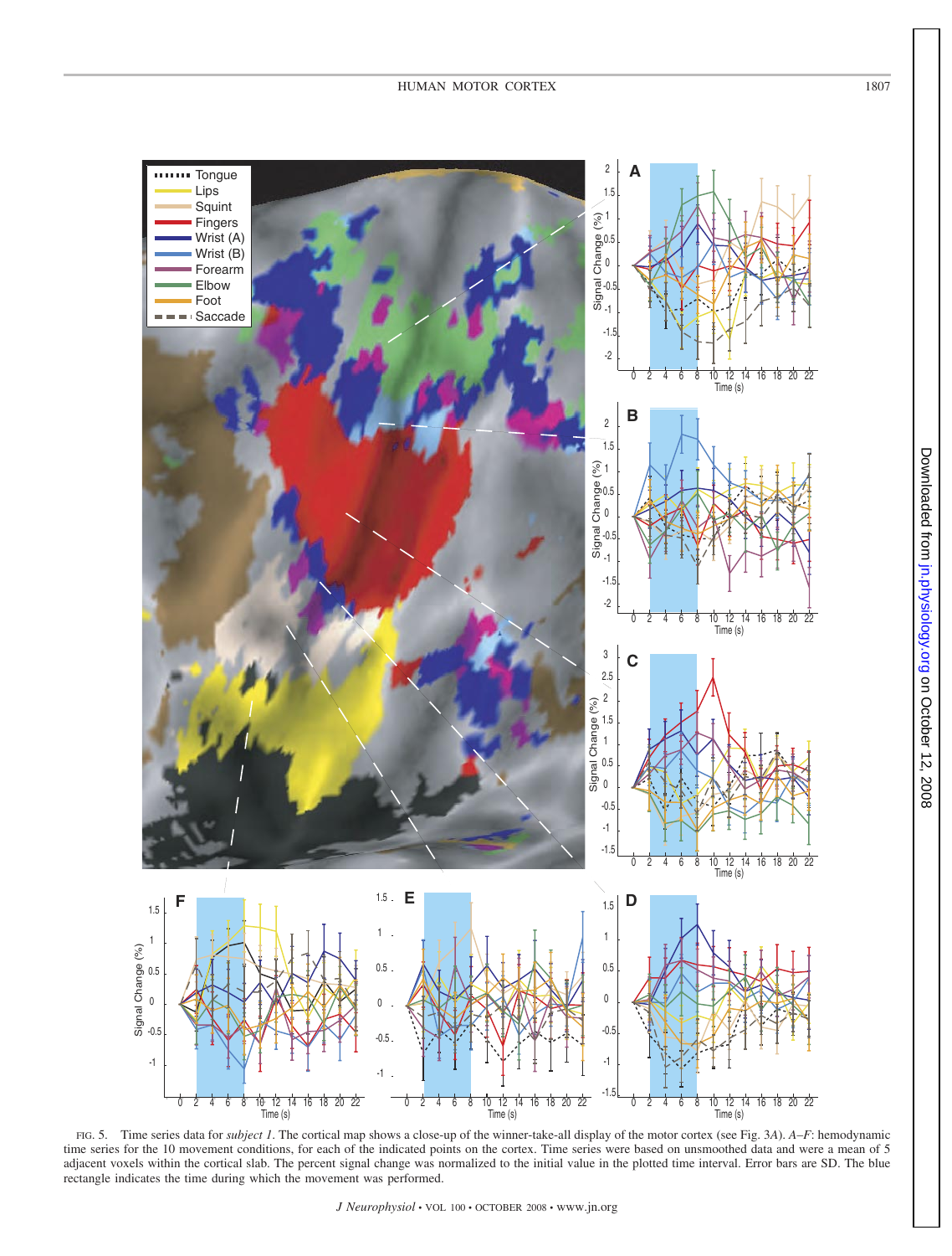FIG. 5. Time series data for *subject 1*. The cortical map shows a close-up of the winner-take-all display of the motor cortex (see Fig. 3*A*). *A*–*F*: hemodynamic time series for the 10 movement conditions, for each of the indicated points on the cortex. Time series were based on unsmoothed data and were a mean of 5 adjacent voxels within the cortical slab. The percent signal change was normalized to the initial value in the plotted time interval. Error bars are SD. The blue rectangle indicates the time during which the movement was performed.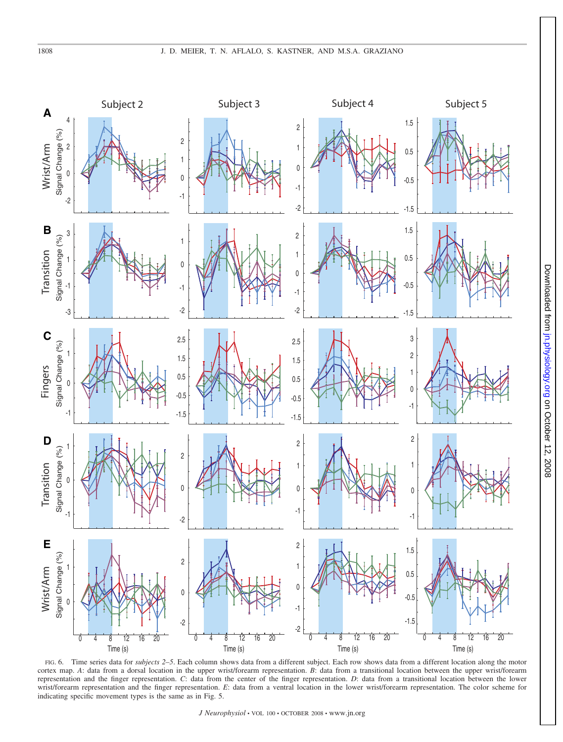FIG. 6. Time series data for *subjects 2–5*. Each column shows data from a different subject. Each row shows data from a different location along the motor cortex map. *A*: data from a dorsal location in the upper wrist/forearm representation. *B*: data from a transitional location between the upper wrist/forearm representation and the finger representation. *C*: data from the center of the finger representation. *D*: data from a transitional location between the lower wrist/forearm representation and the finger representation. *E*: data from a ventral location in the lower wrist/forearm representation. The color scheme for indicating specific movement types is the same as in Fig. 5.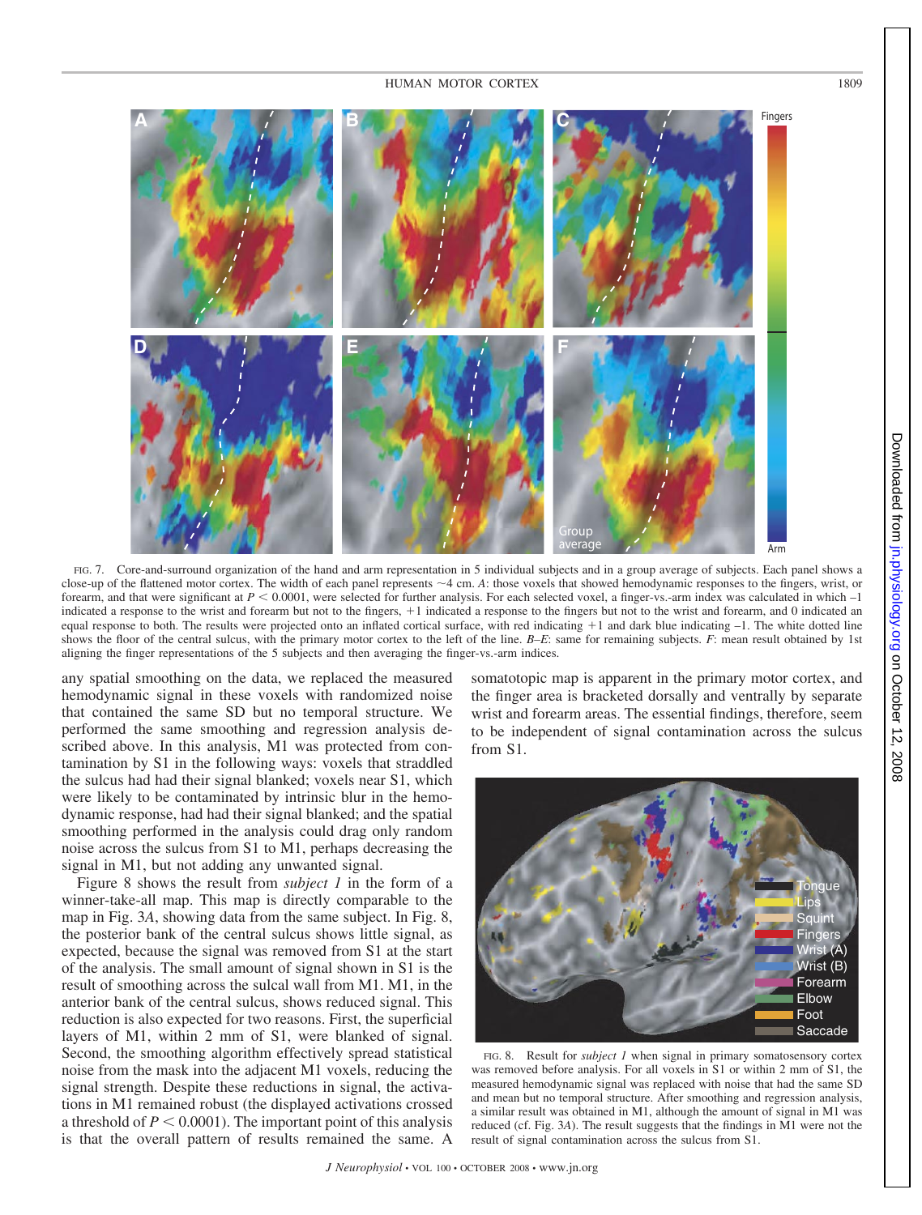FIG. 7. Core-and-surround organization of the hand and arm representation in 5 individual subjects and in a group average of subjects. Each panel shows a close-up of the flattened motor cortex. The width of each panel represents ~4 cm. *A*: those voxels that showed hemodynamic responses to the fingers, wrist, or forearm, and that were significant at $P < 0.0001$, were selected for further analysis. For each selected voxel, a finger-vs.-arm index was calculated in which –1 indicated a response to the wrist and forearm but not to the fingers, +1 indicated a response to the fingers but not to the wrist and forearm, and 0 indicated an equal response to both. The results were projected onto an inflated cortical surface, with red indicating +1 and dark blue indicating –1. The white dotted line shows the floor of the central sulcus, with the primary motor cortex to the left of the line. *B–E*: same for remaining subjects. *F*: mean result obtained by 1st aligning the finger representations of the 5 subjects and then averaging the finger-vs.-arm indices.

any spatial smoothing on the data, we replaced the measured hemodynamic signal in these voxels with randomized noise that contained the same SD but no temporal structure. We performed the same smoothing and regression analysis described above. In this analysis, M1 was protected from contamination by S1 in the following ways: voxels that straddled the sulcus had had their signal blanked; voxels near S1, which were likely to be contaminated by intrinsic blur in the hemodynamic response, had had their signal blanked; and the spatial smoothing performed in the analysis could drag only random noise across the sulcus from S1 to M1, perhaps decreasing the signal in M1, but not adding any unwanted signal.

Figure 8 shows the result from *subject 1* in the form of a winner-take-all map. This map is directly comparable to the map in Fig. 3*A*, showing data from the same subject. In Fig. 8, the posterior bank of the central sulcus shows little signal, as expected, because the signal was removed from S1 at the start of the analysis. The small amount of signal shown in S1 is the result of smoothing across the sulcal wall from M1. M1, in the anterior bank of the central sulcus, shows reduced signal. This reduction is also expected for two reasons. First, the superficial layers of M1, within 2 mm of S1, were blanked of signal. Second, the smoothing algorithm effectively spread statistical noise from the mask into the adjacent M1 voxels, reducing the signal strength. Despite these reductions in signal, the activations in M1 remained robust (the displayed activations crossed a threshold of $P < 0.0001$). The important point of this analysis is that the overall pattern of results remained the same. A somatotopic map is apparent in the primary motor cortex, and the finger area is bracketed dorsally and ventrally by separate wrist and forearm areas. The essential findings, therefore, seem to be independent of signal contamination across the sulcus from S1.

FIG. 8. Result for *subject 1* when signal in primary somatosensory cortex was removed before analysis. For all voxels in S1 or within 2 mm of S1, the measured hemodynamic signal was replaced with noise that had the same SD and mean but no temporal structure. After smoothing and regression analysis, a similar result was obtained in M1, although the amount of signal in M1 was reduced (cf. Fig. 3*A*). The result suggests that the findings in M1 were not the result of signal contamination across the sulcus from S1.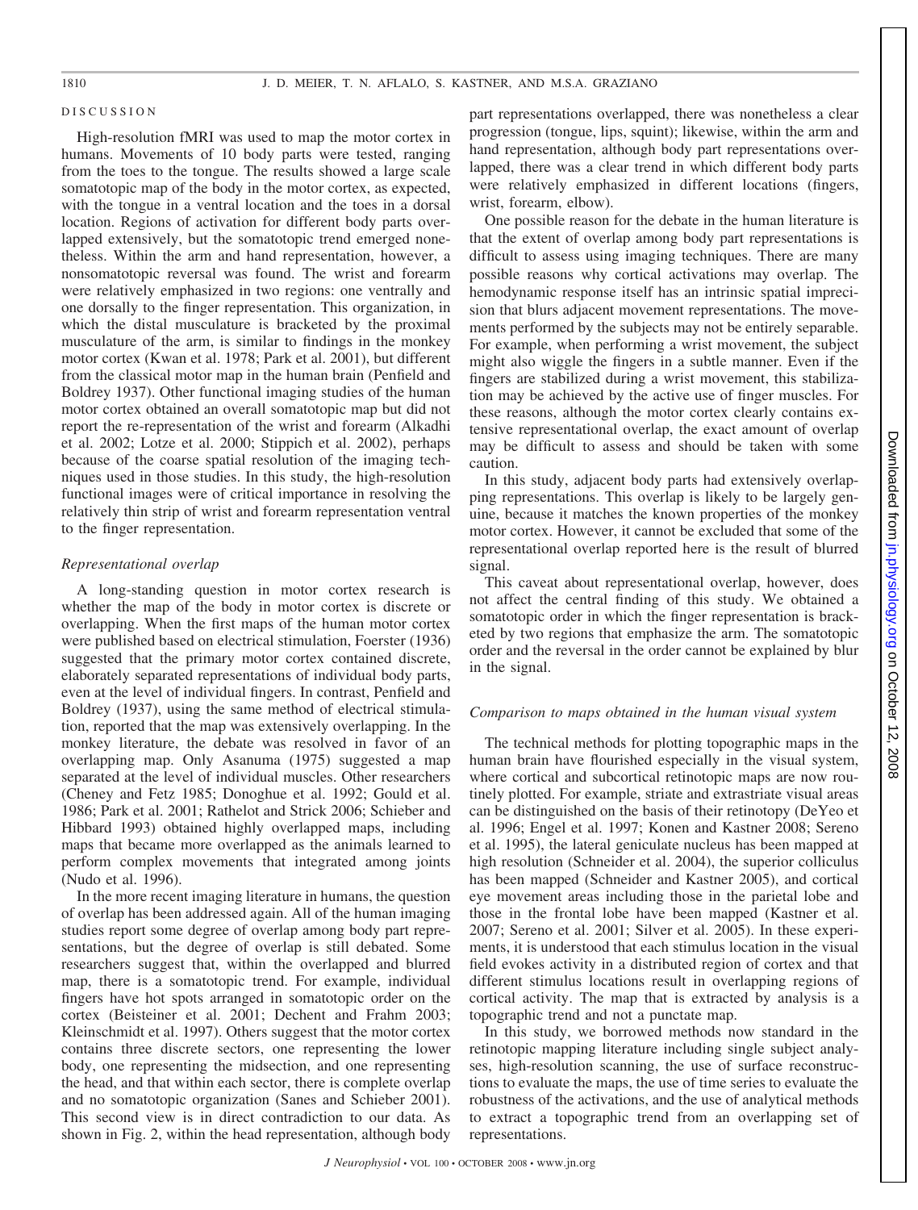## DISCUSSION

High-resolution fMRI was used to map the motor cortex in humans. Movements of 10 body parts were tested, ranging from the toes to the tongue. The results showed a large scale somatotopic map of the body in the motor cortex, as expected, with the tongue in a ventral location and the toes in a dorsal location. Regions of activation for different body parts overlapped extensively, but the somatotopic trend emerged nonetheless. Within the arm and hand representation, however, a nonsomatotopic reversal was found. The wrist and forearm were relatively emphasized in two regions: one ventrally and one dorsally to the finger representation. This organization, in which the distal musculature is bracketed by the proximal musculature of the arm, is similar to findings in the monkey motor cortex (Kwan et al. 1978; Park et al. 2001), but different from the classical motor map in the human brain (Penfield and Boldrey 1937). Other functional imaging studies of the human motor cortex obtained an overall somatotopic map but did not report the re-representation of the wrist and forearm (Alkadhi et al. 2002; Lotze et al. 2000; Stippich et al. 2002), perhaps because of the coarse spatial resolution of the imaging techniques used in those studies. In this study, the high-resolution functional images were of critical importance in resolving the relatively thin strip of wrist and forearm representation ventral to the finger representation.

### *Representational overlap*

A long-standing question in motor cortex research is whether the map of the body in motor cortex is discrete or overlapping. When the first maps of the human motor cortex were published based on electrical stimulation, Foerster (1936) suggested that the primary motor cortex contained discrete, elaborately separated representations of individual body parts, even at the level of individual fingers. In contrast, Penfield and Boldrey (1937), using the same method of electrical stimulation, reported that the map was extensively overlapping. In the monkey literature, the debate was resolved in favor of an overlapping map. Only Asanuma (1975) suggested a map separated at the level of individual muscles. Other researchers (Cheney and Fetz 1985; Donoghue et al. 1992; Gould et al. 1986; Park et al. 2001; Rathelot and Strick 2006; Schieber and Hibbard 1993) obtained highly overlapped maps, including maps that became more overlapped as the animals learned to perform complex movements that integrated among joints (Nudo et al. 1996).

In the more recent imaging literature in humans, the question of overlap has been addressed again. All of the human imaging studies report some degree of overlap among body part representations, but the degree of overlap is still debated. Some researchers suggest that, within the overlapped and blurred map, there is a somatotopic trend. For example, individual fingers have hot spots arranged in somatotopic order on the cortex (Beisteiner et al. 2001; Dechent and Frahm 2003; Kleinschmidt et al. 1997). Others suggest that the motor cortex contains three discrete sectors, one representing the lower body, one representing the midsection, and one representing the head, and that within each sector, there is complete overlap and no somatotopic organization (Sanes and Schieber 2001). This second view is in direct contradiction to our data. As shown in Fig. 2, within the head representation, although body part representations overlapped, there was nonetheless a clear progression (tongue, lips, squint); likewise, within the arm and hand representation, although body part representations overlapped, there was a clear trend in which different body parts were relatively emphasized in different locations (fingers, wrist, forearm, elbow).

One possible reason for the debate in the human literature is that the extent of overlap among body part representations is difficult to assess using imaging techniques. There are many possible reasons why cortical activations may overlap. The hemodynamic response itself has an intrinsic spatial imprecision that blurs adjacent movement representations. The movements performed by the subjects may not be entirely separable. For example, when performing a wrist movement, the subject might also wiggle the fingers in a subtle manner. Even if the fingers are stabilized during a wrist movement, this stabilization may be achieved by the active use of finger muscles. For these reasons, although the motor cortex clearly contains extensive representational overlap, the exact amount of overlap may be difficult to assess and should be taken with some caution.

In this study, adjacent body parts had extensively overlapping representations. This overlap is likely to be largely genuine, because it matches the known properties of the monkey motor cortex. However, it cannot be excluded that some of the representational overlap reported here is the result of blurred signal.

This caveat about representational overlap, however, does not affect the central finding of this study. We obtained a somatotopic order in which the finger representation is bracketed by two regions that emphasize the arm. The somatotopic order and the reversal in the order cannot be explained by blur in the signal.

### *Comparison to maps obtained in the human visual system*

The technical methods for plotting topographic maps in the human brain have flourished especially in the visual system, where cortical and subcortical retinotopic maps are now routinely plotted. For example, striate and extrastriate visual areas can be distinguished on the basis of their retinotopy (DeYeo et al. 1996; Engel et al. 1997; Konen and Kastner 2008; Sereno et al. 1995), the lateral geniculate nucleus has been mapped at high resolution (Schneider et al. 2004), the superior colliculus has been mapped (Schneider and Kastner 2005), and cortical eye movement areas including those in the parietal lobe and those in the frontal lobe have been mapped (Kastner et al. 2007; Sereno et al. 2001; Silver et al. 2005). In these experiments, it is understood that each stimulus location in the visual field evokes activity in a distributed region of cortex and that different stimulus locations result in overlapping regions of cortical activity. The map that is extracted by analysis is a topographic trend and not a punctate map.

In this study, we borrowed methods now standard in the retinotopic mapping literature including single subject analyses, high-resolution scanning, the use of surface reconstructions to evaluate the maps, the use of time series to evaluate the robustness of the activations, and the use of analytical methods to extract a topographic trend from an overlapping set of representations.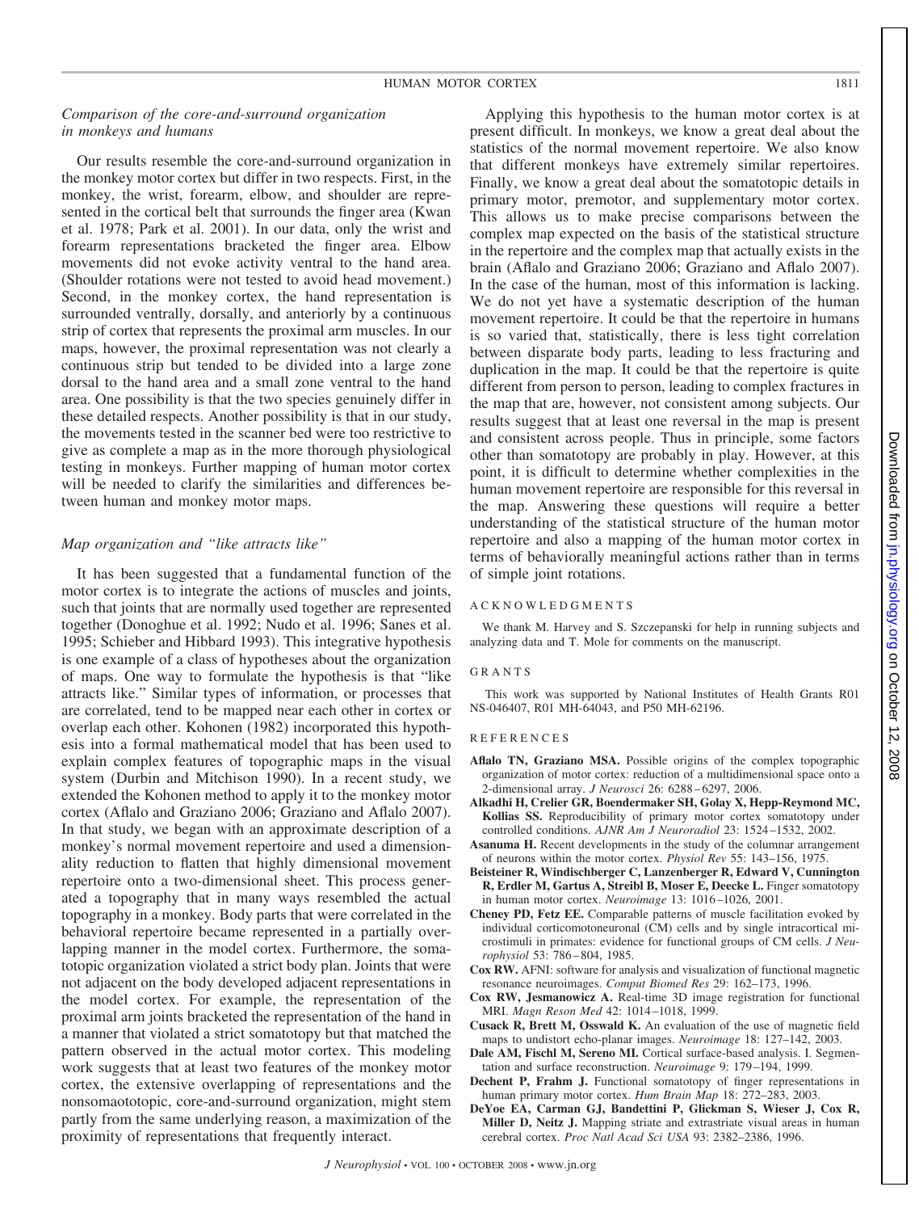### *Comparison of the core-and-surround organization in monkeys and humans*

Our results resemble the core-and-surround organization in the monkey motor cortex but differ in two respects. First, in the monkey, the wrist, forearm, elbow, and shoulder are represented in the cortical belt that surrounds the finger area (Kwan et al. 1978; Park et al. 2001). In our data, only the wrist and forearm representations bracketed the finger area. Elbow movements did not evoke activity ventral to the hand area. (Shoulder rotations were not tested to avoid head movement.) Second, in the monkey cortex, the hand representation is surrounded ventrally, dorsally, and anteriorly by a continuous strip of cortex that represents the proximal arm muscles. In our maps, however, the proximal representation was not clearly a continuous strip but tended to be divided into a large zone dorsal to the hand area and a small zone ventral to the hand area. One possibility is that the two species genuinely differ in these detailed respects. Another possibility is that in our study, the movements tested in the scanner bed were too restrictive to give as complete a map as in the more thorough physiological testing in monkeys. Further mapping of human motor cortex will be needed to clarify the similarities and differences between human and monkey motor maps.

### *Map organization and "like attracts like"*

It has been suggested that a fundamental function of the motor cortex is to integrate the actions of muscles and joints, such that joints that are normally used together are represented together (Donoghue et al. 1992; Nudo et al. 1996; Sanes et al. 1995; Schieber and Hibbard 1993). This integrative hypothesis is one example of a class of hypotheses about the organization of maps. One way to formulate the hypothesis is that "like attracts like." Similar types of information, or processes that are correlated, tend to be mapped near each other in cortex or overlap each other. Kohonen (1982) incorporated this hypothesis into a formal mathematical model that has been used to explain complex features of topographic maps in the visual system (Durbin and Mitchison 1990). In a recent study, we extended the Kohonen method to apply it to the monkey motor cortex (Aflalo and Graziano 2006; Graziano and Aflalo 2007). In that study, we began with an approximate description of a monkey's normal movement repertoire and used a dimensionality reduction to flatten that highly dimensional movement repertoire onto a two-dimensional sheet. This process generated a topography that in many ways resembled the actual topography in a monkey. Body parts that were correlated in the behavioral repertoire became represented in a partially overlapping manner in the model cortex. Furthermore, the somatotopic organization violated a strict body plan. Joints that were not adjacent on the body developed adjacent representations in the model cortex. For example, the representation of the proximal arm joints bracketed the representation of the hand in a manner that violated a strict somatotopy but that matched the pattern observed in the actual motor cortex. This modeling work suggests that at least two features of the monkey motor cortex, the extensive overlapping of representations and the nonsomaotopic, core-and-surround organization, might stem partly from the same underlying reason, a maximization of the proximity of representations that frequently interact.

Applying this hypothesis to the human motor cortex is at present difficult. In monkeys, we know a great deal about the statistics of the normal movement repertoire. We also know that different monkeys have extremely similar repertoires. Finally, we know a great deal about the somatotopic details in primary motor, premotor, and supplementary motor cortex. This allows us to make precise comparisons between the complex map expected on the basis of the statistical structure in the repertoire and the complex map that actually exists in the brain (Aflalo and Graziano 2006; Graziano and Aflalo 2007). In the case of the human, most of this information is lacking. We do not yet have a systematic description of the human movement repertoire. It could be that the repertoire in humans is so varied that, statistically, there is less tight correlation between disparate body parts, leading to less fracturing and duplication in the map. It could be that the repertoire is quite different from person to person, leading to complex fractures in the map that are, however, not consistent among subjects. Our results suggest that at least one reversal in the map is present and consistent across people. Thus in principle, some factors other than somatotopy are probably in play. However, at this point, it is difficult to determine whether complexities in the human movement repertoire are responsible for this reversal in the map. Answering these questions will require a better understanding of the statistical structure of the human motor repertoire and also a mapping of the human motor cortex in terms of behaviorally meaningful actions rather than in terms of simple joint rotations.

## ACKNOWLEDGMENTS

We thank M. Harvey and S. Szczepanski for help in running subjects and analyzing data and T. Mole for comments on the manuscript.

## GRANTS

This work was supported by National Institutes of Health Grants R01 NS-046407, R01 MH-64043, and P50 MH-62196.

## REFERENCES

**Aflalo TN, Graziano MSA.** Possible origins of the complex topographic organization of motor cortex: reduction of a multidimensional space onto a 2-dimensional array. *J Neurosci* 26: 6288–6297, 2006.

**Alkadhi H, Crelier GR, Boendermaker SH, Golay X, Hepp-Reymond MC, Kollias SS.** Reproducibility of primary motor cortex somatotopy under controlled conditions. *AJNR Am J Neuroradiol* 23: 1524–1532, 2002.

**Asanuma H.** Recent developments in the study of the columnar arrangement of neurons within the motor cortex. *Physiol Rev* 55: 143–156, 1975.

**Beisteiner R, Windischberger C, Lanzenberger R, Edward V, Cunnington R, Erdler M, Gartus A, Streibl B, Moser E, Deecke L.** Finger somatotopy in human motor cortex. *Neuroimage* 13: 1016–1026, 2001.

**Cheney PD, Fetz EE.** Comparable patterns of muscle facilitation evoked by individual corticomotoneuronal (CM) cells and by single intracortical microstimuli in primates: evidence for functional groups of CM cells. *J Neurophysiol* 53: 786–804, 1985.

**Cox RW.** AFNI: software for analysis and visualization of functional magnetic resonance neuroimages. *Comput Biomed Res* 29: 162–173, 1996.

**Cox RW, Jesmanowicz A.** Real-time 3D image registration for functional MRI. *Magn Reson Med* 42: 1014–1018, 1999.

**Cusack R, Brett M, Osswald K.** An evaluation of the use of magnetic field maps to undistort echo-planar images. *Neuroimage* 18: 127–142, 2003.

**Dale AM, Fischl M, Sereno MI.** Cortical surface-based analysis. I. Segmentation and surface reconstruction. *Neuroimage* 9: 179–194, 1999.

**Dechent P, Frahm J.** Functional somatotopy of finger representations in human primary motor cortex. *Hum Brain Map* 18: 272–283, 2003.

**DeYoe EA, Carman GJ, Bandettini P, Glickman S, Wieser J, Cox R, Miller D, Neitz J.** Mapping striate and extrastriate visual areas in human cerebral cortex. *Proc Natl Acad Sci USA* 93: 2382–2386, 1996.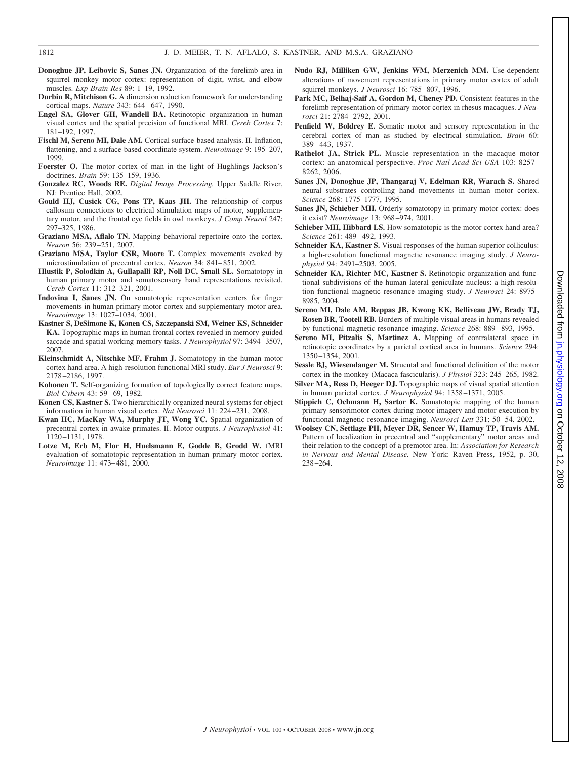**Donoghue JP, Leibovic S, Sanes JN.** Organization of the forelimb area in squirrel monkey motor cortex: representation of digit, wrist, and elbow muscles. *Exp Brain Res* 89: 1–19, 1992.

**Durbin R, Mitchison G.** A dimension reduction framework for understanding cortical maps. *Nature* 343: 644–647, 1990.

**Engel SA, Glover GH, Wandell BA.** Retinotopic organization in human visual cortex and the spatial precision of functional MRI. *Cereb Cortex* 7: 181–192, 1997.

**Fischl M, Sereno MI, Dale AM.** Cortical surface-based analysis. II. Inflation, flattening, and a surface-based coordinate system. *Neuroimage* 9: 195–207, 1999.

**Foerster O.** The motor cortex of man in the light of Hughlings Jackson's doctrines. *Brain* 59: 135–159, 1936.

**Gonzalez RC, Woods RE.** *Digital Image Processing.* Upper Saddle River, NJ: Prentice Hall, 2002.

**Gould HJ, Cusick CG, Pons TP, Kaas JH.** The relationship of corpus callosum connections to electrical stimulation maps of motor, supplementary motor, and the frontal eye fields in owl monkeys. *J Comp Neurol* 247: 297–325, 1986.

**Graziano MSA, Aflalo TN.** Mapping behavioral repertoire onto the cortex. *Neuron* 56: 239–251, 2007.

**Graziano MSA, Taylor CSR, Moore T.** Complex movements evoked by microstimulation of precentral cortex. *Neuron* 34: 841–851, 2002.

**Hlustik P, Solodkin A, Gullapalli RP, Noll DC, Small SL.** Somatotopy in human primary motor and somatosensory hand representations revisited. *Cereb Cortex* 11: 312–321, 2001.

**Indovina I, Sanes JN.** On somatotopic representation centers for finger movements in human primary motor cortex and supplementary motor area. *Neuroimage* 13: 1027–1034, 2001.

**Kastner S, DeSimone K, Konen CS, Szczepanski SM, Weiner KS, Schneider KA.** Topographic maps in human frontal cortex revealed in memory-guided saccade and spatial working-memory tasks. *J Neurophysiol* 97: 3494–3507, 2007.

**Kleinschmidt A, Nitschke MF, Frahm J.** Somatotopy in the human motor cortex hand area. A high-resolution functional MRI study. *Eur J Neurosci* 9: 2178–2186, 1997.

**Kohonen T.** Self-organizing formation of topologically correct feature maps. *Biol Cybern* 43: 59–69, 1982.

**Konen CS, Kastner S.** Two hierarchically organized neural systems for object information in human visual cortex. *Nat Neurosci* 11: 224–231, 2008.

**Kwan HC, MacKay WA, Murphy JT, Wong YC.** Spatial organization of precentral cortex in awake primates. II. Motor outputs. *J Neurophysiol* 41: 1120–1131, 1978.

**Lotze M, Erb M, Flor H, Huelsmann E, Godde B, Grodd W.** fMRI evaluation of somatotopic representation in human primary motor cortex. *Neuroimage* 11: 473–481, 2000.

**Nudo RJ, Milliken GW, Jenkins WM, Merzenich MM.** Use-dependent alterations of movement representations in primary motor cortex of adult squirrel monkeys. *J Neurosci* 16: 785–807, 1996.

**Park MC, Belhaj-Saif A, Gordon M, Cheney PD.** Consistent features in the forelimb representation of primary motor cortex in rhesus macaques. *J Neurosci* 21: 2784–2792, 2001.

**Penfield W, Boldrey E.** Somatic motor and sensory representation in the cerebral cortex of man as studied by electrical stimulation. *Brain* 60: 389–443, 1937.

**Rathelot JA, Strick PL.** Muscle representation in the macaque motor cortex: an anatomical perspective. *Proc Natl Acad Sci USA* 103: 8257–8262, 2006.

**Sanes JN, Donoghue JP, Thangaraj V, Edelman RR, Warach S.** Shared neural substrates controlling hand movements in human motor cortex. *Science* 268: 1775–1777, 1995.

**Sanes JN, Schieber MH.** Orderly somatotopy in primary motor cortex: does it exist? *Neuroimage* 13: 968–974, 2001.

**Schieber MH, Hibbard LS.** How somatotopic is the motor cortex hand area? *Science* 261: 489–492, 1993.

**Schneider KA, Kastner S.** Visual responses of the human superior colliculus: a high-resolution functional magnetic resonance imaging study. *J Neurophysiol* 94: 2491–2503, 2005.

**Schneider KA, Richter MC, Kastner S.** Retinotopic organization and functional subdivisions of the human lateral geniculate nucleus: a high-resolution functional magnetic resonance imaging study. *J Neurosci* 24: 8975–8985, 2004.

**Sereno MI, Dale AM, Reppas JB, Kwong KK, Belliveau JW, Brady TJ, Rosen BR, Tootell RB.** Borders of multiple visual areas in humans revealed by functional magnetic resonance imaging. *Science* 268: 889–893, 1995.

**Sereno MI, Pitzalis S, Martinez A.** Mapping of contralateral space in retinotopic coordinates by a parietal cortical area in humans. *Science* 294: 1350–1354, 2001.

**Sessle BJ, Wiesendanger M.** Strucutal and functional definition of the motor cortex in the monkey (Macaca fascicularis). *J Physiol* 323: 245–265, 1982.

**Silver MA, Ress D, Heeger DJ.** Topographic maps of visual spatial attention in human parietal cortex. *J Neurophysiol* 94: 1358–1371, 2005.

**Stippich C, Ochmann H, Sartor K.** Somatotopic mapping of the human primary sensorimotor cortex during motor imagery and motor execution by functional magnetic resonance imaging. *Neurosci Lett* 331: 50–54, 2002.

**Woolsey CN, Settlage PH, Meyer DR, Sencer W, Hamuy TP, Travis AM.** Pattern of localization in precentral and "supplementary" motor areas and their relation to the concept of a premotor area. In: *Association for Research in Nervous and Mental Disease.* New York: Raven Press, 1952, p. 30, 238–264.